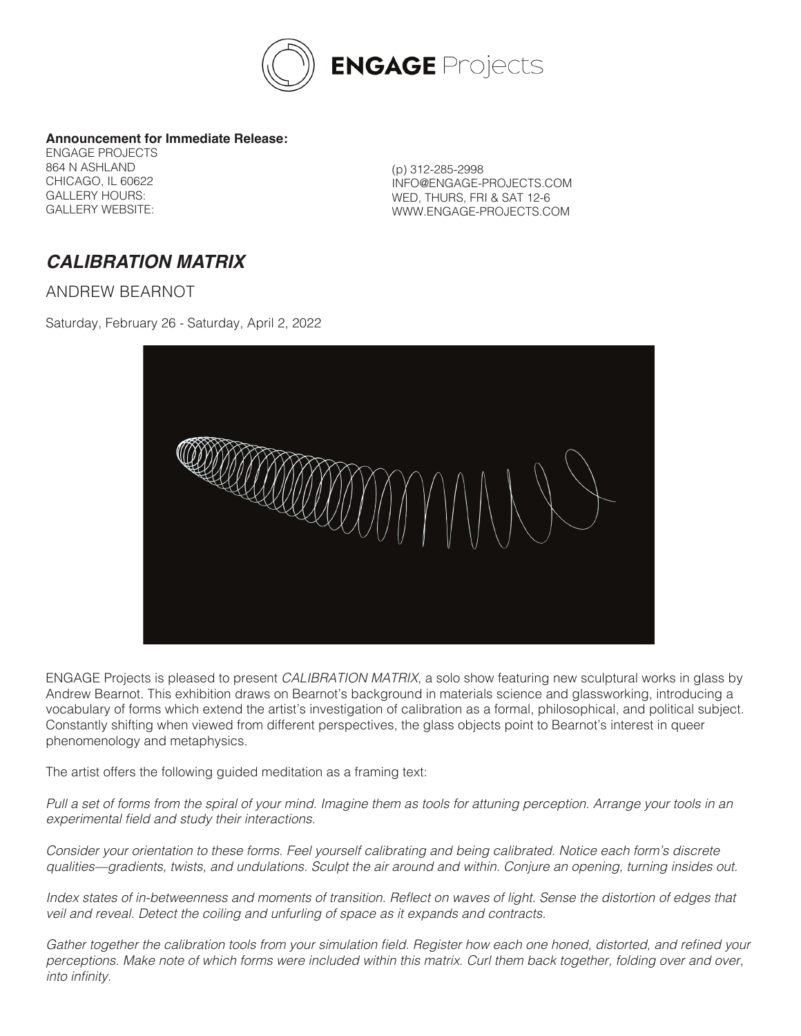ENGAGE Projects

**Announcement for Immediate Release:**

ENGAGE PROJECTS
864 N ASHLAND
CHICAGO, IL 60622
GALLERY HOURS:
GALLERY WEBSITE:

(p) 312-285-2998
INFO@ENGAGE-PROJECTS.COM
WED, THURS, FRI & SAT 12-6
WWW.ENGAGE-PROJECTS.COM

# *CALIBRATION MATRIX*

ANDREW BEARNOT

Saturday, February 26 - Saturday, April 2, 2022

ENGAGE Projects is pleased to present *CALIBRATION MATRIX*, a solo show featuring new sculptural works in glass by Andrew Bearnot. This exhibition draws on Bearnot's background in materials science and glassworking, introducing a vocabulary of forms which extend the artist's investigation of calibration as a formal, philosophical, and political subject. Constantly shifting when viewed from different perspectives, the glass objects point to Bearnot's interest in queer phenomenology and metaphysics.

The artist offers the following guided meditation as a framing text:

*Pull a set of forms from the spiral of your mind. Imagine them as tools for attuning perception. Arrange your tools in an experimental field and study their interactions.*

*Consider your orientation to these forms. Feel yourself calibrating and being calibrated. Notice each form's discrete qualities—gradients, twists, and undulations. Sculpt the air around and within. Conjure an opening, turning insides out.*

*Index states of in-betweenness and moments of transition. Reflect on waves of light. Sense the distortion of edges that veil and reveal. Detect the coiling and unfurling of space as it expands and contracts.*

*Gather together the calibration tools from your simulation field. Register how each one honed, distorted, and refined your perceptions. Make note of which forms were included within this matrix. Curl them back together, folding over and over, into infinity.*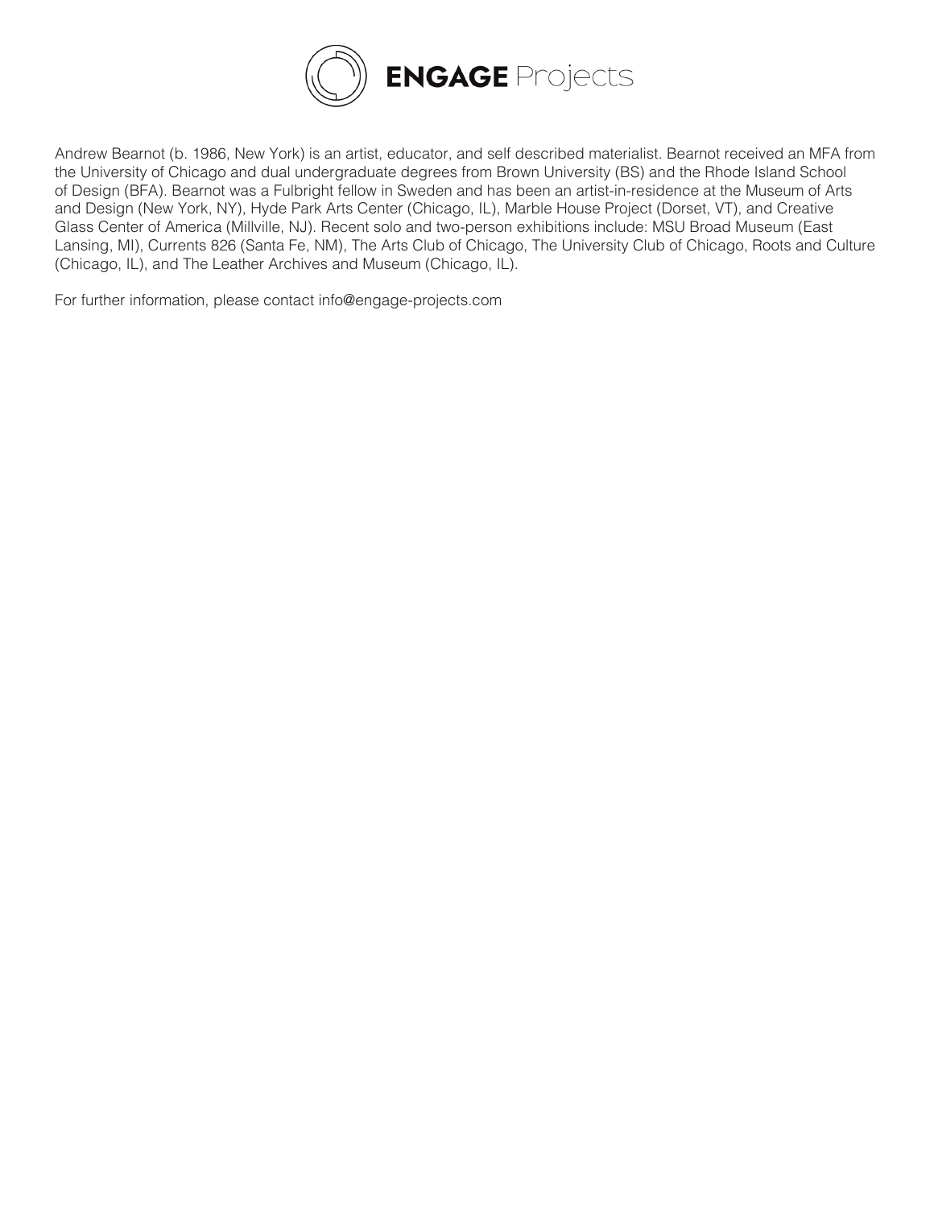Andrew Bearnot (b. 1986, New York) is an artist, educator, and self described materialist. Bearnot received an MFA from the University of Chicago and dual undergraduate degrees from Brown University (BS) and the Rhode Island School of Design (BFA). Bearnot was a Fulbright fellow in Sweden and has been an artist-in-residence at the Museum of Arts and Design (New York, NY), Hyde Park Arts Center (Chicago, IL), Marble House Project (Dorset, VT), and Creative Glass Center of America (Millville, NJ). Recent solo and two-person exhibitions include: MSU Broad Museum (East Lansing, MI), Currents 826 (Santa Fe, NM), The Arts Club of Chicago, The University Club of Chicago, Roots and Culture (Chicago, IL), and The Leather Archives and Museum (Chicago, IL).

For further information, please contact info@engage-projects.com